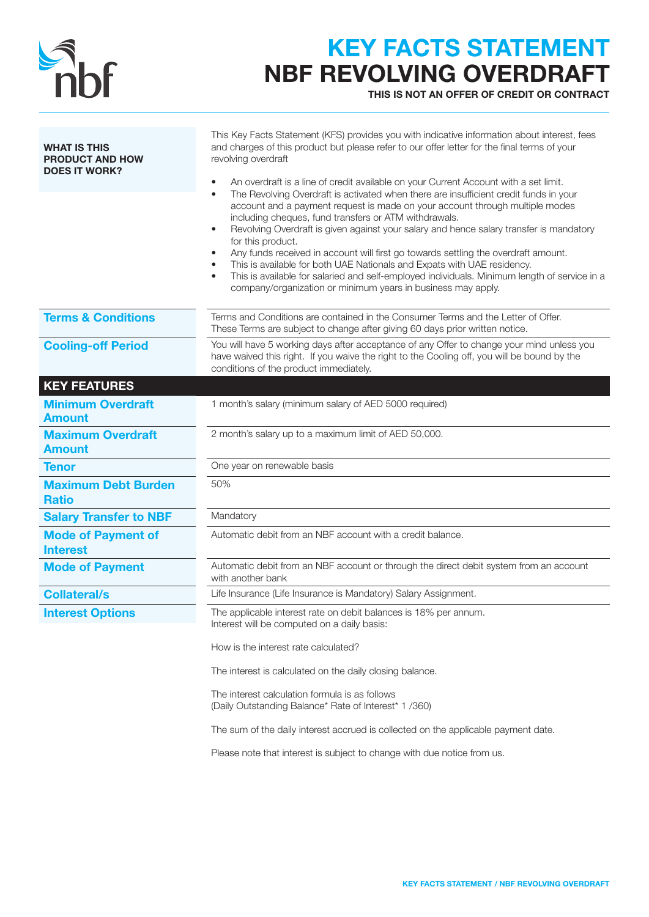# KEY FACTS STATEMENT
# NBF REVOLVING OVERDRAFT

**THIS IS NOT AN OFFER OF CREDIT OR CONTRACT**

| | |
|---|---|
| **WHAT IS THIS PRODUCT AND HOW DOES IT WORK?** | This Key Facts Statement (KFS) provides you with indicative information about interest, fees and charges of this product but please refer to our offer letter for the final terms of your revolving overdraft<br><br>• An overdraft is a line of credit available on your Current Account with a set limit.<br>• The Revolving Overdraft is activated when there are insufficient credit funds in your account and a payment request is made on your account through multiple modes including cheques, fund transfers or ATM withdrawals.<br>• Revolving Overdraft is given against your salary and hence salary transfer is mandatory for this product.<br>• Any funds received in account will first go towards settling the overdraft amount.<br>• This is available for both UAE Nationals and Expats with UAE residency.<br>• This is available for salaried and self-employed individuals. Minimum length of service in a company/organization or minimum years in business may apply. |
| **Terms & Conditions** | Terms and Conditions are contained in the Consumer Terms and the Letter of Offer. These Terms are subject to change after giving 60 days prior written notice. |
| **Cooling-off Period** | You will have 5 working days after acceptance of any Offer to change your mind unless you have waived this right. If you waive the right to the Cooling off, you will be bound by the conditions of the product immediately. |

## KEY FEATURES

| | |
|---|---|
| **Minimum Overdraft Amount** | 1 month's salary (minimum salary of AED 5000 required) |
| **Maximum Overdraft Amount** | 2 month's salary up to a maximum limit of AED 50,000. |
| **Tenor** | One year on renewable basis |
| **Maximum Debt Burden Ratio** | 50% |
| **Salary Transfer to NBF** | Mandatory |
| **Mode of Payment of Interest** | Automatic debit from an NBF account with a credit balance. |
| **Mode of Payment** | Automatic debit from an NBF account or through the direct debit system from an account with another bank |
| **Collateral/s** | Life Insurance (Life Insurance is Mandatory) Salary Assignment. |
| **Interest Options** | The applicable interest rate on debit balances is 18% per annum.<br>Interest will be computed on a daily basis:<br><br>How is the interest rate calculated?<br><br>The interest is calculated on the daily closing balance.<br><br>The interest calculation formula is as follows<br>(Daily Outstanding Balance* Rate of Interest* 1 /360)<br><br>The sum of the daily interest accrued is collected on the applicable payment date.<br><br>Please note that interest is subject to change with due notice from us. |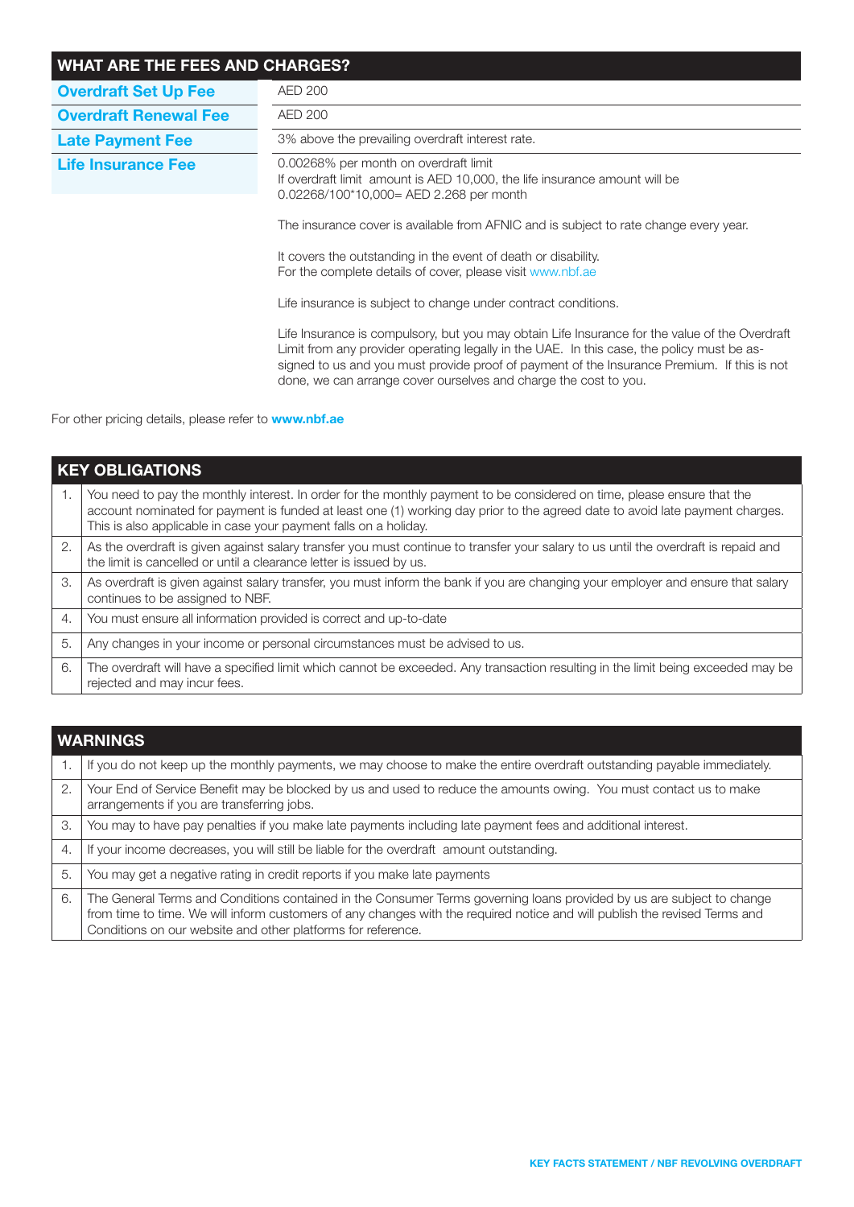## WHAT ARE THE FEES AND CHARGES?

| | |
|---|---|
| **Overdraft Set Up Fee** | AED 200 |
| **Overdraft Renewal Fee** | AED 200 |
| **Late Payment Fee** | 3% above the prevailing overdraft interest rate. |
| **Life Insurance Fee** | 0.00268% per month on overdraft limit<br>If overdraft limit amount is AED 10,000, the life insurance amount will be 0.02268/100*10,000= AED 2.268 per month<br><br>The insurance cover is available from AFNIC and is subject to rate change every year.<br><br>It covers the outstanding in the event of death or disability.<br>For the complete details of cover, please visit www.nbf.ae<br><br>Life insurance is subject to change under contract conditions.<br><br>Life Insurance is compulsory, but you may obtain Life Insurance for the value of the Overdraft Limit from any provider operating legally in the UAE. In this case, the policy must be assigned to us and you must provide proof of payment of the Insurance Premium. If this is not done, we can arrange cover ourselves and charge the cost to you. |

For other pricing details, please refer to **www.nbf.ae**

## KEY OBLIGATIONS

| | |
|---|---|
| 1. | You need to pay the monthly interest. In order for the monthly payment to be considered on time, please ensure that the account nominated for payment is funded at least one (1) working day prior to the agreed date to avoid late payment charges. This is also applicable in case your payment falls on a holiday. |
| 2. | As the overdraft is given against salary transfer you must continue to transfer your salary to us until the overdraft is repaid and the limit is cancelled or until a clearance letter is issued by us. |
| 3. | As overdraft is given against salary transfer, you must inform the bank if you are changing your employer and ensure that salary continues to be assigned to NBF. |
| 4. | You must ensure all information provided is correct and up-to-date |
| 5. | Any changes in your income or personal circumstances must be advised to us. |
| 6. | The overdraft will have a specified limit which cannot be exceeded. Any transaction resulting in the limit being exceeded may be rejected and may incur fees. |

## WARNINGS

| | |
|---|---|
| 1. | If you do not keep up the monthly payments, we may choose to make the entire overdraft outstanding payable immediately. |
| 2. | Your End of Service Benefit may be blocked by us and used to reduce the amounts owing. You must contact us to make arrangements if you are transferring jobs. |
| 3. | You may to have pay penalties if you make late payments including late payment fees and additional interest. |
| 4. | If your income decreases, you will still be liable for the overdraft amount outstanding. |
| 5. | You may get a negative rating in credit reports if you make late payments |
| 6. | The General Terms and Conditions contained in the Consumer Terms governing loans provided by us are subject to change from time to time. We will inform customers of any changes with the required notice and will publish the revised Terms and Conditions on our website and other platforms for reference. |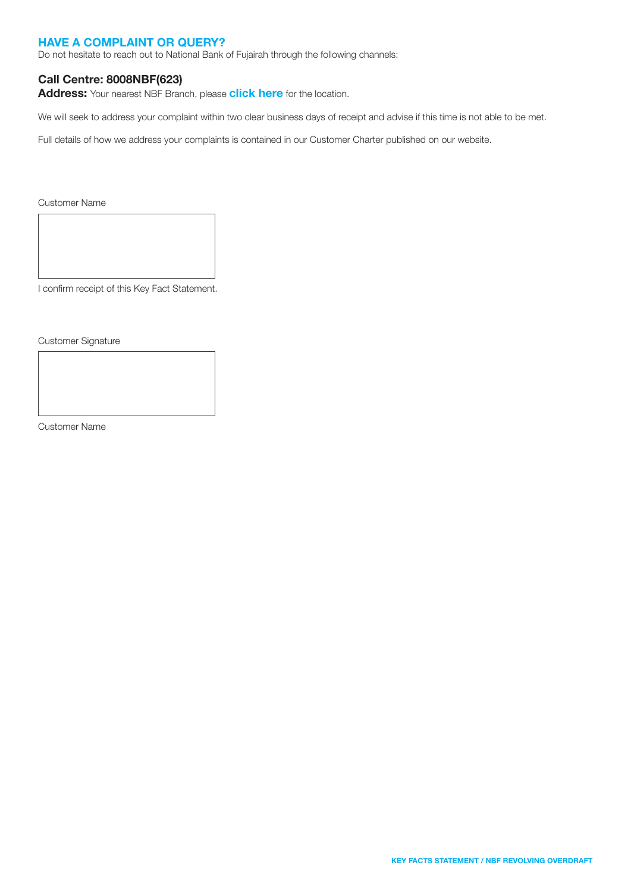## HAVE A COMPLAINT OR QUERY?

Do not hesitate to reach out to National Bank of Fujairah through the following channels:

**Call Centre: 8008NBF(623)**

**Address:** Your nearest NBF Branch, please **click here** for the location.

We will seek to address your complaint within two clear business days of receipt and advise if this time is not able to be met.

Full details of how we address your complaints is contained in our Customer Charter published on our website.

Customer Name

I confirm receipt of this Key Fact Statement.

Customer Signature

Customer Name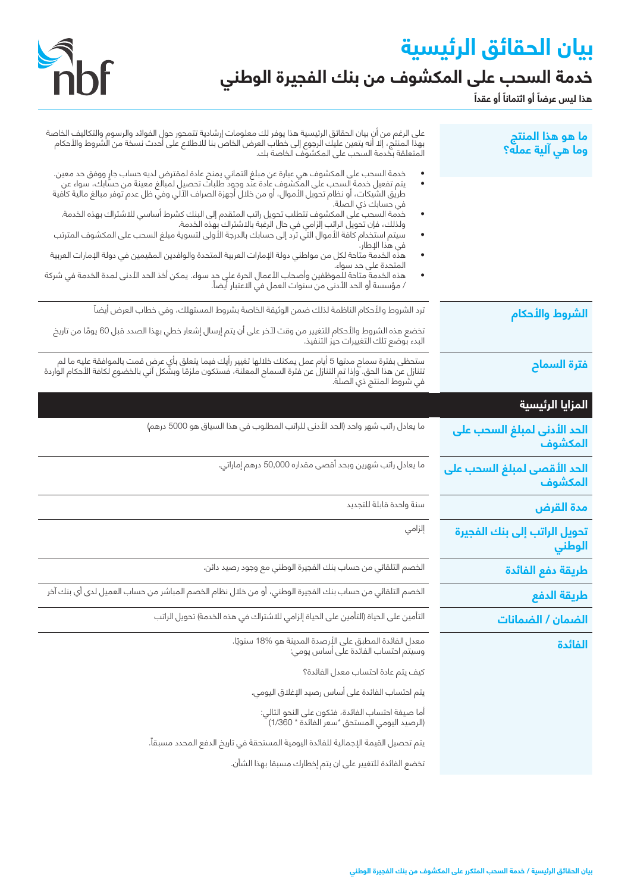# بيان الحقائق الرئيسية

## خدمة السحب على المكشوف من بنك الفجيرة الوطني

**هذا ليس عرضاً أو ائتماناً أو عقداً**

### ما هو هذا المنتج وما هي آلية عمله؟

على الرغم من أن بيان الحقائق الرئيسية هذا يوفر لك معلومات إرشادية تتمحور حول الفوائد والرسوم والتكاليف الخاصة بهذا المنتج، إلا أنه يتعين عليك الرجوع إلى خطاب العرض الخاص بنا للاطلاع على أحدث نسخة من الشروط والأحكام المتعلقة بخدمة السحب على المكشوف الخاصة بك.

- خدمة السحب على المكشوف هي عبارة عن مبلغ ائتماني يمنح عادة لمقترض لديه حساب جارٍ ووفق حد معين.
- يتم تفعيل خدمة السحب على المكشوف عادة عند وجود طلبات تحصيل لمبالغ معينة من حسابك، سواء عن طريق الشيكات، أو نظام تحويل الأموال، أو من خلال أجهزة الصراف الآلي وفي ظل عدم توفر مبالغ مالية كافية في حسابك ذي الصلة.
- خدمة السحب على المكشوف تتطلب تحويل راتب المتقدم إلى البنك كشرط أساسي للاشتراك بهذه الخدمة. ولذلك، فإن تحويل الراتب إلزامي في حال الرغبة بالاشتراك بهذه الخدمة.
- سيتم استخدام كافة الأموال التي ترد إلى حسابك بالدرجة الأولى لتسوية مبلغ السحب على المكشوف المترتب في هذا الإطار.
- هذه الخدمة متاحة لكل من مواطني دولة الإمارات العربية المتحدة والوافدين المقيمين في دولة الإمارات العربية المتحدة على حد سواء.
- هذه الخدمة متاحة للموظفين وأصحاب الأعمال الحرة على حد سواء. يمكن أخذ الحد الأدنى لمدة الخدمة في شركة / مؤسسة أو الحد الأدنى من سنوات العمل في الاعتبار أيضاً.

### الشروط والأحكام

ترد الشروط والأحكام الناظمة لذلك ضمن الوثيقة الخاصة بشروط المستهلك، وفي خطاب العرض أيضاً

تخضع هذه الشروط والأحكام للتغيير من وقت لآخر على أن يتم إرسال إشعار خطي بهذا الصدد قبل 60 يومًا من تاريخ البدء بوضع تلك التغييرات حيز التنفيذ.

### فترة السماح

ستحظى بفترة سماح مدتها 5 أيام عمل يمكنك خلالها تغيير رأيك فيما يتعلق بأي عرض قمت بالموافقة عليه ما لم تتنازل عن هذا الحق. وإذا تم التنازل عن فترة السماح المعلنة، فستكون ملزمًا وبشكل آني بالخضوع لكافة الأحكام الواردة في شروط المنتج ذي الصلة.

### المزايا الرئيسية

| | |
|---|---|
| **الحد الأدنى لمبلغ السحب على المكشوف** | ما يعادل راتب شهر واحد (الحد الأدنى للراتب المطلوب في هذا السياق هو 5000 درهم) |
| **الحد الأقصى لمبلغ السحب على المكشوف** | ما يعادل راتب شهرين وبحد أقصى مقداره 50,000 درهم إماراتي. |
| **مدة القرض** | سنة واحدة قابلة للتجديد |
| **تحويل الراتب إلى بنك الفجيرة الوطني** | إلزامي |
| **طريقة دفع الفائدة** | الخصم التلقائي من حساب بنك الفجيرة الوطني مع وجود رصيد دائن. |
| **طريقة الدفع** | الخصم التلقائي من حساب بنك الفجيرة الوطني، أو من خلال نظام الخصم المباشر من حساب العميل لدى أي بنك آخر |
| **الضمان / الضمانات** | التأمين على الحياة (التأمين على الحياة إلزامي للاشتراك في هذه الخدمة) تحويل الراتب |

### الفائدة

معدل الفائدة المطبق على الأرصدة المدينة هو 18% سنويًا.
وسيتم احتساب الفائدة على أساس يومي:

كيف يتم عادة احتساب معدل الفائدة؟

يتم احتساب الفائدة على أساس رصيد الإغلاق اليومي.

أما صيغة احتساب الفائدة، فتكون على النحو التالي:
(الرصيد اليومي المستحق *سعر الفائدة * 1/360)

يتم تحصيل القيمة الإجمالية للفائدة اليومية المستحقة في تاريخ الدفع المحدد مسبقاً.

تخضع الفائدة للتغيير على ان يتم إخطارك مسبقا بهذا الشأن.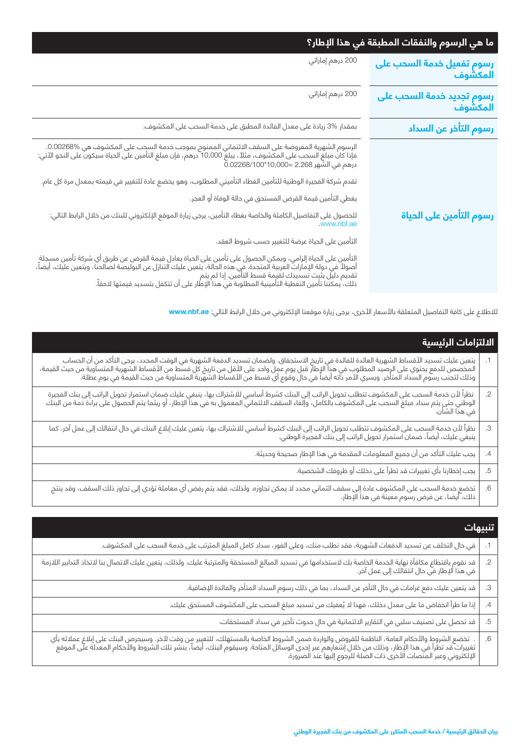## ما هي الرسوم والنفقات المطبقة في هذا الإطار؟

| | |
|---|---|
| **رسوم تفعيل خدمة السحب على المكشوف** | 200 درهم إماراتي |
| **رسوم تجديد خدمة السحب على المكشوف** | 200 درهم إماراتي |
| **رسوم التأخر عن السداد** | بمقدار 3% زيادة على معدل الفائدة المطبق على خدمة السحب على المكشوف. |
| **رسوم التأمين على الحياة** | الرسوم الشهرية المفروضة على السقف الائتماني الممنوح بموجب خدمة السحب على المكشوف هي 0.00268%. فإذا كان مبلغ السحب على المكشوف، مثلاً ، يبلغ 10,000 درهم، فإن مبلغ التأمين على الحياة سيكون على النحو الآتي: 0.02268/100\*10,000= 2.268 درهم في الشهر<br><br>تقدم شركة الفجيرة الوطنية للتأمين الغطاء التأميني المطلوب، وهو يخضع عادة للتغيير في قيمته بمعدل مرة كل عام.<br><br>يغطي التأمين قيمة القرض المستحق في حالة الوفاة أو العجز.<br><br>للحصول على التفاصيل الكاملة والخاصة بغطاء التأمين، يرجى زيارة الموقع الإلكتروني للبنك من خلال الرابط التالي: www.nbf.ae.<br><br>التأمين على الحياة عرضة للتغيير حسب شروط العقد.<br><br>التأمين على الحياة إلزامي، ويمكن الحصول على تأمين على الحياة يعادل قيمة القرض عن طريق أي شركة تأمين مسجلة أصولاً في دولة الإمارات العربية المتحدة. في هذه الحالة، يتعين عليك التنازل عن البوليصة لصالحنا، ويتعين عليك، أيضاً، تقديم دليل يثبت تسديدك لقيمة قسط التأمين. إذا لم يتم ذلك، يمكننا تأمين التغطية التأمينية المطلوبة في هذا الإطار على أن تتكفل بتسديد قيمتها لاحقاً. |

للاطلاع على كافة التفاصيل المتعلقة بالأسعار الأخرى، يرجى زيارة موقعنا الإلكتروني من خلال الرابط التالي: **www.nbf.ae**

## الالتزامات الرئيسية

1. يتعين عليك تسديد الأقساط الشهرية العائدة للفائدة في تاريخ الاستحقاق. ولضمان تسديد الدفعة الشهرية في الوقت المحدد، يرجى التأكد من أن الحساب المخصص للدفع يحتوي على الرصيد المطلوب في هذا الإطار قبل يوم عمل واحد على الأقل من تاريخ كل قسط من الأقساط الشهرية المتساوية من حيث القيمة، وذلك لتجنب رسوم السداد المتأخر. ويسري الأمر ذاته أيضاً في حال وقوع أي قسط من الأقساط الشهرية المتساوية من حيث القيمة في يوم عطلة.
2. نظراً لأن خدمة السحب على المكشوف تتطلب تحويل الراتب إلى البنك كشرط أساسي للاشتراك بها، ينبغي عليك ضمان استمرار تحويل الراتب إلى بنك الفجيرة الوطني حتى يتم سداد مبلغ السحب على المكشوف بالكامل، وإلغاء السقف الائتماني المعمول به في هذا الإطار، أو ريثما يتم الحصول على براءة ذمة من البنك في هذا الشأن.
3. نظراً لأن خدمة السحب على المكشوف تتطلب تحويل الراتب إلى البنك كشرط أساسي للاشتراك بها، يتعين عليك إبلاغ البنك في حال انتقالك إلى عمل آخر. كما ينبغي عليك، أيضاً، ضمان استمرار تحويل الراتب إلى بنك الفجيرة الوطني.
4. يجب عليك التأكد من أن جميع المعلومات المقدمة في هذا الإطار صحيحة وحديثة.
5. يجب إخطارنا بأي تغييرات قد تطرأ على دخلك أو ظروفك الشخصية.
6. تخضع خدمة السحب على المكشوف عادة إلى سقف ائتماني محدد لا يمكن تجاوزه. ولذلك، فقد يتم رفض أي معاملة تؤدي إلى تجاوز ذلك السقف، وقد ينتج ذلك، أيضاً، عن فرض رسوم معينة في هذا الإطار.

## تنبيهات

1. في حال التخلف عن تسديد الدفعات الشهرية، فقد نطلب منك، وعلى الفور، سداد كامل المبلغ المترتب على خدمة السحب على المكشوف.
2. قد نقوم باقتطاع مكافأة نهاية الخدمة الخاصة بك لاستخدامها في تسديد المبالغ المستحقة والمترتبة عليك. ولذلك، يتعين عليك الاتصال بنا لاتخاذ التدابير اللازمة في هذا الإطار في حال انتقالك إلى عمل آخر.
3. قد يتعين عليك دفع غرامات في حال التأخر عن السداد، بما في ذلك رسوم السداد المتأخر والفائدة الإضافية.
4. إذا ما طرأ انخفاض ما على معدل دخلك، فهذا لا يُعفيك من تسديد مبلغ السحب على المكشوف المستحق عليك.
5. قد تحصل على تصنيف سلبي في التقارير الائتمانية في حال حدوث تأخير في سداد المستحقات.
6. . تخضع الشروط والأحكام العامة، الناظمة للقروض والواردة ضمن الشروط الخاصة بالمستهلك، للتغيير من وقت لآخر. وسيحرص البنك على إبلاغ عملائه بأي تغييرات قد تطرأ في هذا الإطار، وذلك من خلال إشعارهم عبر إحدى الوسائل المتاحة. وسيقوم البنك، أيضاً، بنشر تلك الشروط والأحكام المعدلة على الموقع الإلكتروني وعبر المنصات الأخرى ذات الصلة للرجوع إليها عند الضرورة.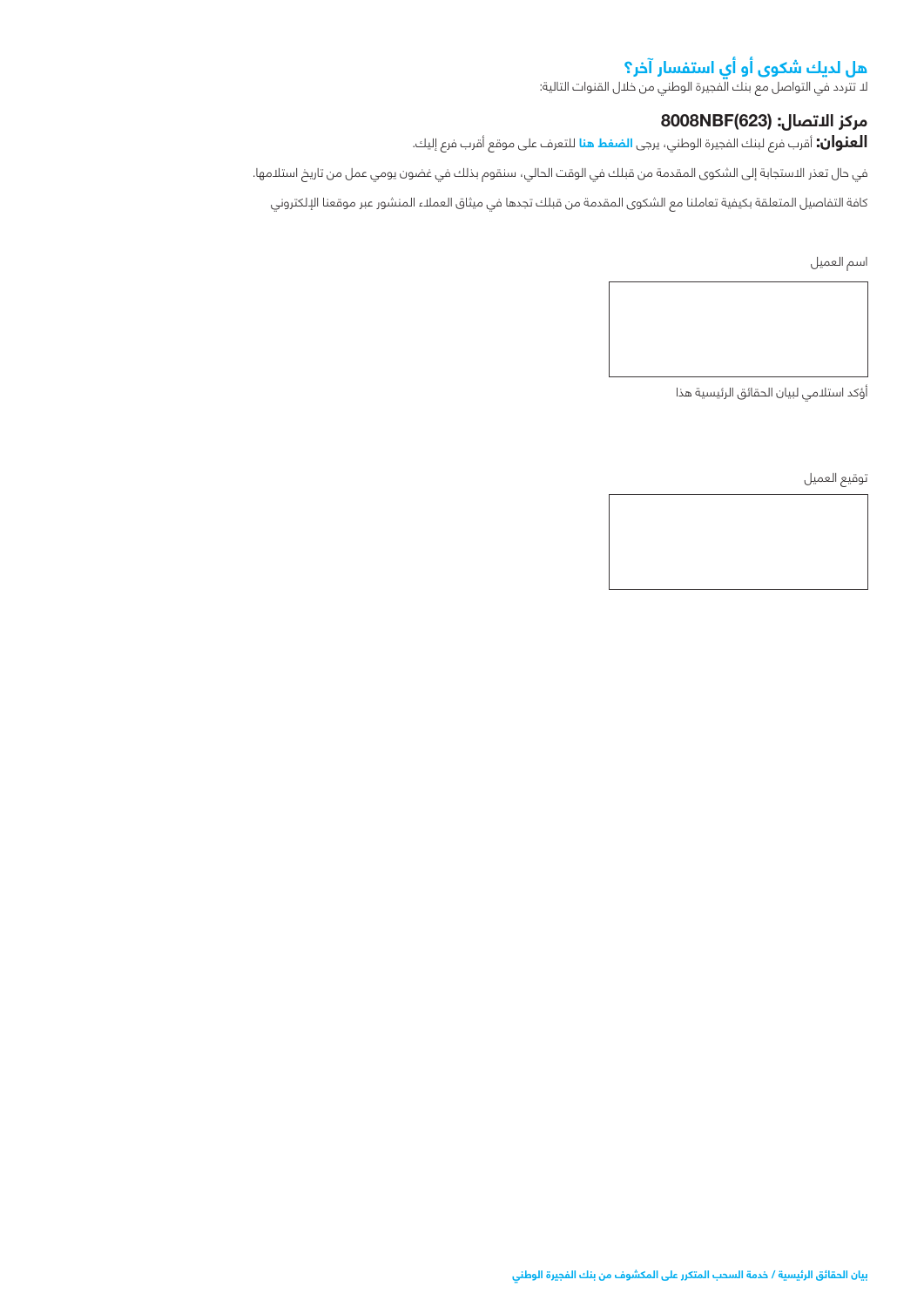## هل لديك شكوى أو أي استفسار آخر؟

لا تتردد في التواصل مع بنك الفجيرة الوطني من خلال القنوات التالية:

### مركز الاتصال: 8008NBF(623)

**العنوان:** أقرب فرع لبنك الفجيرة الوطني، يرجى **الضغط هنا** للتعرف على موقع أقرب فرع إليك.

في حال تعذر الاستجابة إلى الشكوى المقدمة من قبلك في الوقت الحالي، سنقوم بذلك في غضون يومي عمل من تاريخ استلامها.

كافة التفاصيل المتعلقة بكيفية تعاملنا مع الشكوى المقدمة من قبلك تجدها في ميثاق العملاء المنشور عبر موقعنا الإلكتروني

اسم العميل

| |
|---|
| |

أؤكد استلامي لبيان الحقائق الرئيسية هذا

توقيع العميل

| |
|---|
| |